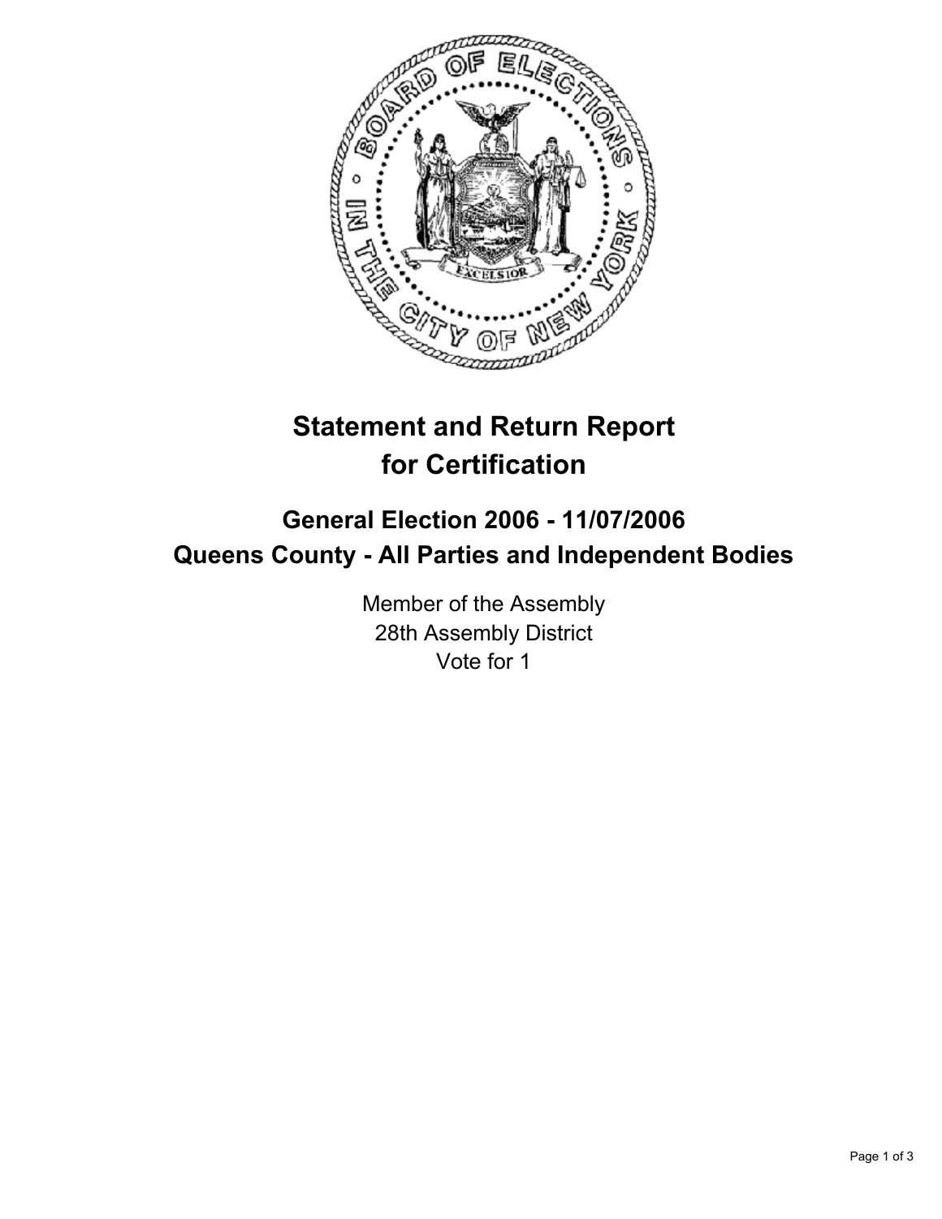# Statement and Return Report for Certification

## General Election 2006 - 11/07/2006

## Queens County - All Parties and Independent Bodies

Member of the Assembly
28th Assembly District
Vote for 1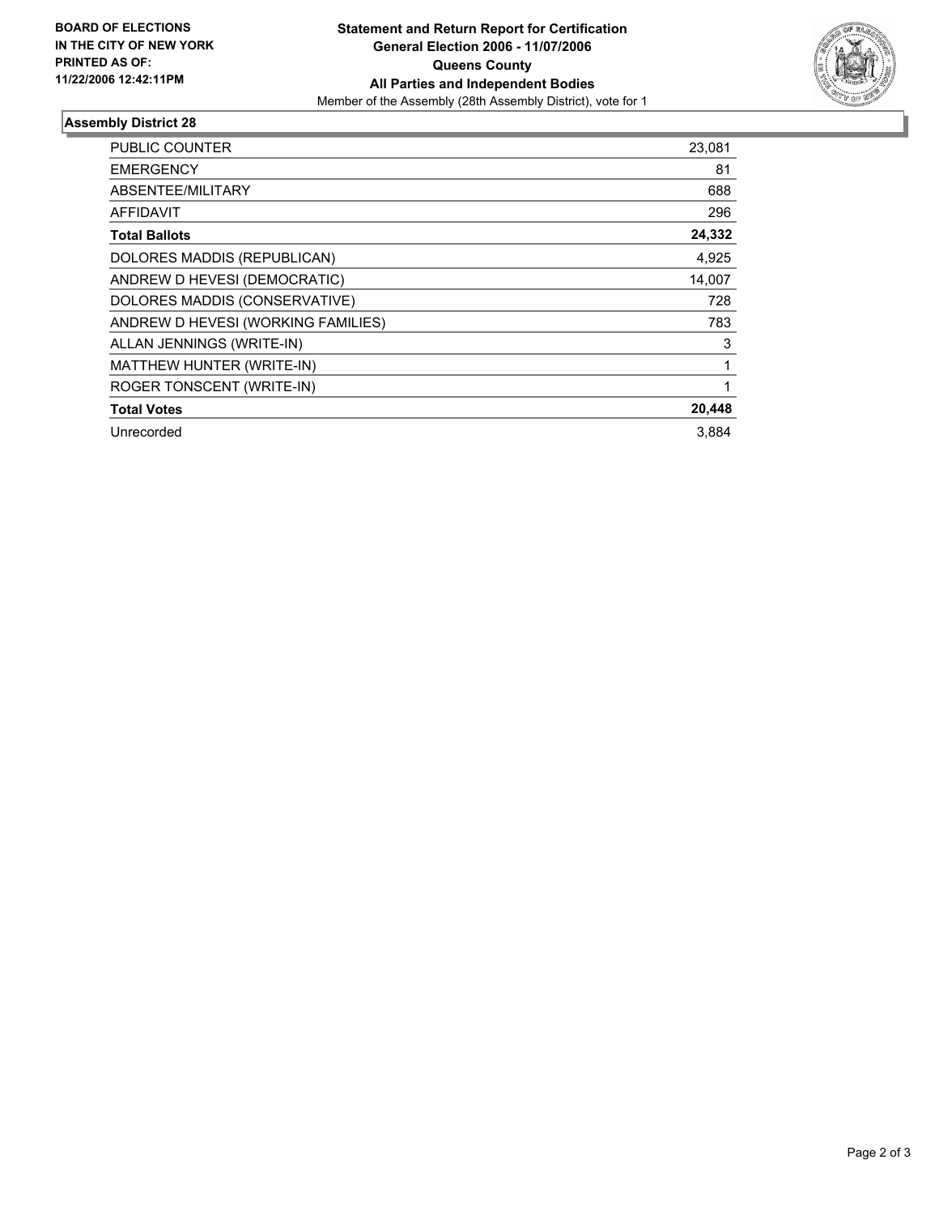**BOARD OF ELECTIONS IN THE CITY OF NEW YORK PRINTED AS OF: 11/22/2006 12:42:11PM**

**Statement and Return Report for Certification**
**General Election 2006 - 11/07/2006**
**Queens County**
**All Parties and Independent Bodies**
Member of the Assembly (28th Assembly District), vote for 1

## Assembly District 28

| | |
|---|---|
| PUBLIC COUNTER | 23,081 |
| EMERGENCY | 81 |
| ABSENTEE/MILITARY | 688 |
| AFFIDAVIT | 296 |
| **Total Ballots** | **24,332** |
| DOLORES MADDIS (REPUBLICAN) | 4,925 |
| ANDREW D HEVESI (DEMOCRATIC) | 14,007 |
| DOLORES MADDIS (CONSERVATIVE) | 728 |
| ANDREW D HEVESI (WORKING FAMILIES) | 783 |
| ALLAN JENNINGS (WRITE-IN) | 3 |
| MATTHEW HUNTER (WRITE-IN) | 1 |
| ROGER TONSCENT (WRITE-IN) | 1 |
| **Total Votes** | **20,448** |
| Unrecorded | 3,884 |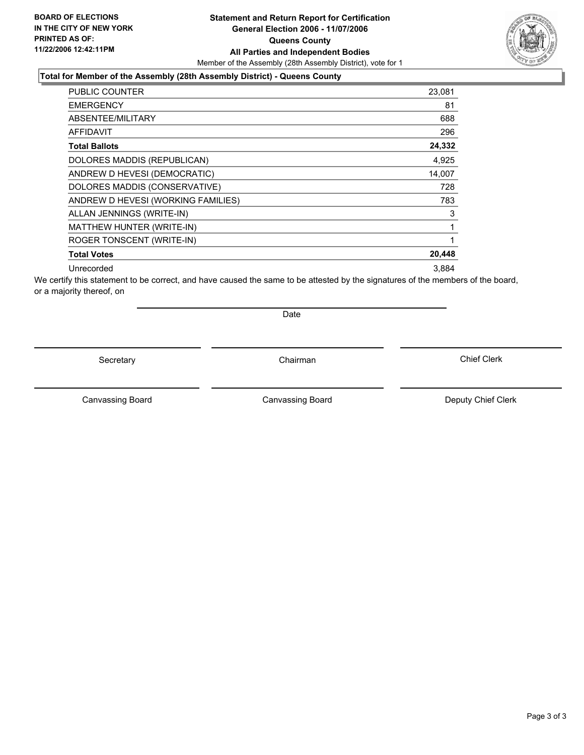**BOARD OF ELECTIONS IN THE CITY OF NEW YORK PRINTED AS OF: 11/22/2006 12:42:11PM**

**Statement and Return Report for Certification**
**General Election 2006 - 11/07/2006**
**Queens County**
**All Parties and Independent Bodies**
Member of the Assembly (28th Assembly District), vote for 1

### Total for Member of the Assembly (28th Assembly District) - Queens County

| | |
|---|---|
| PUBLIC COUNTER | 23,081 |
| EMERGENCY | 81 |
| ABSENTEE/MILITARY | 688 |
| AFFIDAVIT | 296 |
| **Total Ballots** | **24,332** |
| DOLORES MADDIS (REPUBLICAN) | 4,925 |
| ANDREW D HEVESI (DEMOCRATIC) | 14,007 |
| DOLORES MADDIS (CONSERVATIVE) | 728 |
| ANDREW D HEVESI (WORKING FAMILIES) | 783 |
| ALLAN JENNINGS (WRITE-IN) | 3 |
| MATTHEW HUNTER (WRITE-IN) | 1 |
| ROGER TONSCENT (WRITE-IN) | 1 |
| **Total Votes** | **20,448** |
| Unrecorded | 3,884 |

We certify this statement to be correct, and have caused the same to be attested by the signatures of the members of the board, or a majority thereof, on

Date

Secretary | Chairman | Chief Clerk

Canvassing Board | Canvassing Board | Deputy Chief Clerk